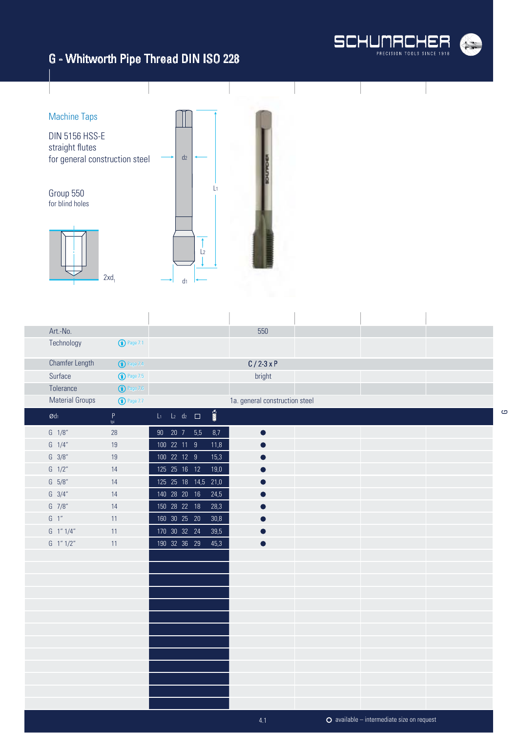# G - Whitworth Pipe Thread DIN ISO 228

## Machine Taps

DIN 5156 HSS-E
straight flutes
for general construction steel

Group 550
for blind holes

2xd1

| Art.-No. | | | 550 |
|---|---|---|---|
| Technology | Page 7.1 | | |
| Chamfer Length | Page 7.4 | | C / 2-3 x P |
| Surface | Page 7.5 | | bright |
| Tolerance | Page 7.6 | | |
| Material Groups | Page 7.7 | | 1a. general construction steel |

| Ød1 | P tpi | L1 | L2 | d2 | □ | Drill | 550 |
|---|---|---|---|---|---|---|---|
| G 1/8" | 28 | 90 | 20 | 7 | 5,5 | 8,7 | ● |
| G 1/4" | 19 | 100 | 22 | 11 | 9 | 11,8 | ● |
| G 3/8" | 19 | 100 | 22 | 12 | 9 | 15,3 | ● |
| G 1/2" | 14 | 125 | 25 | 16 | 12 | 19,0 | ● |
| G 5/8" | 14 | 125 | 25 | 18 | 14,5 | 21,0 | ● |
| G 3/4" | 14 | 140 | 28 | 20 | 16 | 24,5 | ● |
| G 7/8" | 14 | 150 | 28 | 22 | 18 | 28,3 | ● |
| G 1" | 11 | 160 | 30 | 25 | 20 | 30,8 | ● |
| G 1" 1/4" | 11 | 170 | 30 | 32 | 24 | 39,5 | ● |
| G 1" 1/2" | 11 | 190 | 32 | 36 | 29 | 45,3 | ● |

○ available – intermediate size on request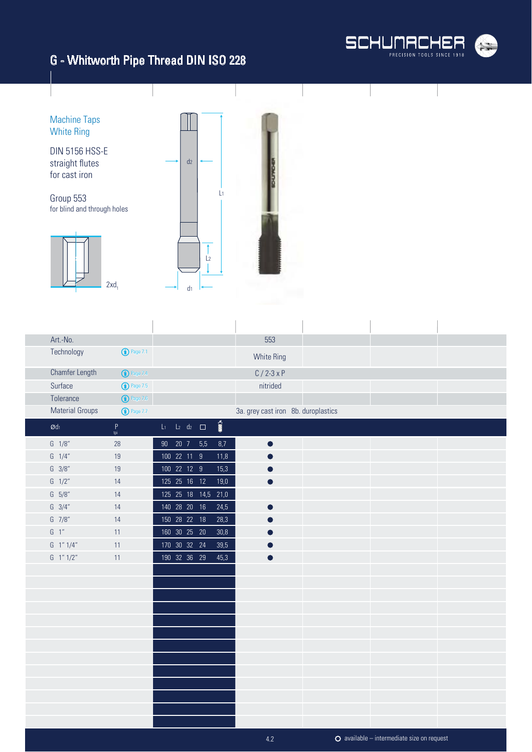# G - Whitworth Pipe Thread DIN ISO 228

## Machine Taps
## White Ring

DIN 5156 HSS-E
straight flutes
for cast iron

Group 553
for blind and through holes

2xd1

| Art.-No. | | 553 |
|---|---|---|
| Technology | Page 7.1 | White Ring |
| Chamfer Length | Page 7.4 | C / 2-3 x P |
| Surface | Page 7.5 | nitrided |
| Tolerance | Page 7.6 | |
| Material Groups | Page 7.7 | 3a. grey cast iron 8b. duroplastics |

| Ød1 | P tpi | L1 | L2 | d2 | □ | Drill | 553 |
|---|---|---|---|---|---|---|---|
| G 1/8" | 28 | 90 | 20 | 7 | 5,5 | 8,7 | ● |
| G 1/4" | 19 | 100 | 22 | 11 | 9 | 11,8 | ● |
| G 3/8" | 19 | 100 | 22 | 12 | 9 | 15,3 | ● |
| G 1/2" | 14 | 125 | 25 | 16 | 12 | 19,0 | ● |
| G 5/8" | 14 | 125 | 25 | 18 | 14,5 | 21,0 | |
| G 3/4" | 14 | 140 | 28 | 20 | 16 | 24,5 | ● |
| G 7/8" | 14 | 150 | 28 | 22 | 18 | 28,3 | ● |
| G 1" | 11 | 160 | 30 | 25 | 20 | 30,8 | ● |
| G 1" 1/4" | 11 | 170 | 30 | 32 | 24 | 39,5 | ● |
| G 1" 1/2" | 11 | 190 | 32 | 36 | 29 | 45,3 | ● |

○ available – intermediate size on request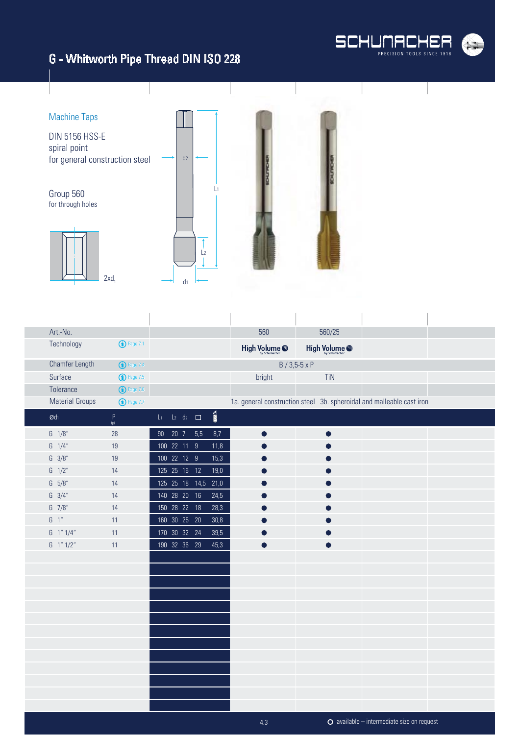# G - Whitworth Pipe Thread DIN ISO 228

## Machine Taps

DIN 5156 HSS-E
spiral point
for general construction steel

Group 560
for through holes

2xd1

| Art.-No. | | | 560 | 560/25 |
|---|---|---|---|---|
| Technology | Page 7.1 | | High Volume by Schumacher | High Volume by Schumacher |
| Chamfer Length | Page 7.4 | | B / 3,5-5 x P | |
| Surface | Page 7.5 | | bright | TiN |
| Tolerance | Page 7.6 | | | |
| Material Groups | Page 7.7 | | 1a. general construction steel | 3b. spheroidal and malleable cast iron |

| Ød1 | P tpi | L1 | L2 | d2 | □ | Drill | 560 | 560/25 |
|---|---|---|---|---|---|---|---|---|
| G 1/8" | 28 | 90 | 20 | 7 | 5,5 | 8,7 | ● | ● |
| G 1/4" | 19 | 100 | 22 | 11 | 9 | 11,8 | ● | ● |
| G 3/8" | 19 | 100 | 22 | 12 | 9 | 15,3 | ● | ● |
| G 1/2" | 14 | 125 | 25 | 16 | 12 | 19,0 | ● | ● |
| G 5/8" | 14 | 125 | 25 | 18 | 14,5 | 21,0 | ● | ● |
| G 3/4" | 14 | 140 | 28 | 20 | 16 | 24,5 | ● | ● |
| G 7/8" | 14 | 150 | 28 | 22 | 18 | 28,3 | ● | ● |
| G 1" | 11 | 160 | 30 | 25 | 20 | 30,8 | ● | ● |
| G 1" 1/4" | 11 | 170 | 30 | 32 | 24 | 39,5 | ● | ● |
| G 1" 1/2" | 11 | 190 | 32 | 36 | 29 | 45,3 | ● | ● |

○ available – intermediate size on request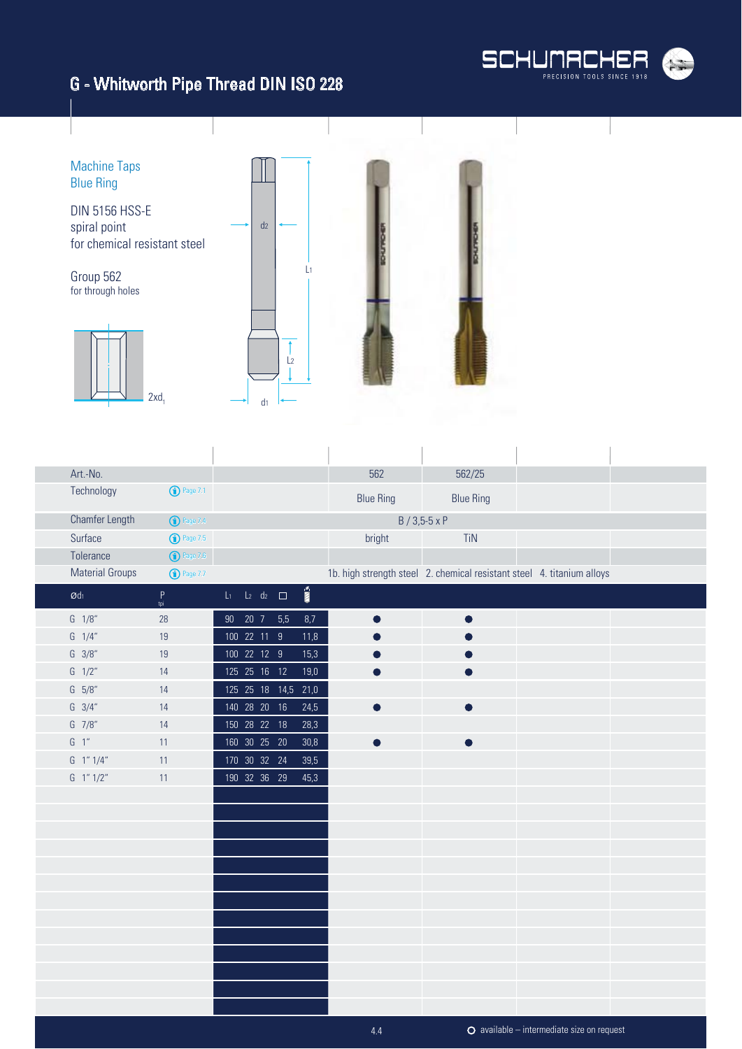# G - Whitworth Pipe Thread DIN ISO 228

**Machine Taps**
**Blue Ring**

DIN 5156 HSS-E
spiral point
for chemical resistant steel

Group 562
for through holes

2xd1

| Art.-No. | | | 562 | 562/25 | | |
|---|---|---|---|---|---|---|
| Technology | | Page 7.1 | Blue Ring | Blue Ring | | |
| Chamfer Length | | Page 7.4 | B / 3,5-5 x P | | | |
| Surface | | Page 7.5 | bright | TiN | | |
| Tolerance | | Page 7.6 | | | | |
| Material Groups | | Page 7.7 | 1b. high strength steel 2. chemical resistant steel 4. titanium alloys | | | |

| Ød1 | P tpi | L1 | L2 | d2 | □ | Drill | 562 | 562/25 | | |
|---|---|---|---|---|---|---|---|---|---|---|
| G 1/8" | 28 | 90 | 20 | 7 | 5,5 | 8,7 | ● | ● | | |
| G 1/4" | 19 | 100 | 22 | 11 | 9 | 11,8 | ● | ● | | |
| G 3/8" | 19 | 100 | 22 | 12 | 9 | 15,3 | ● | ● | | |
| G 1/2" | 14 | 125 | 25 | 16 | 12 | 19,0 | ● | ● | | |
| G 5/8" | 14 | 125 | 25 | 18 | 14,5 | 21,0 | | | | |
| G 3/4" | 14 | 140 | 28 | 20 | 16 | 24,5 | ● | ● | | |
| G 7/8" | 14 | 150 | 28 | 22 | 18 | 28,3 | | | | |
| G 1" | 11 | 160 | 30 | 25 | 20 | 30,8 | ● | ● | | |
| G 1" 1/4" | 11 | 170 | 30 | 32 | 24 | 39,5 | | | | |
| G 1" 1/2" | 11 | 190 | 32 | 36 | 29 | 45,3 | | | | |

○ available – intermediate size on request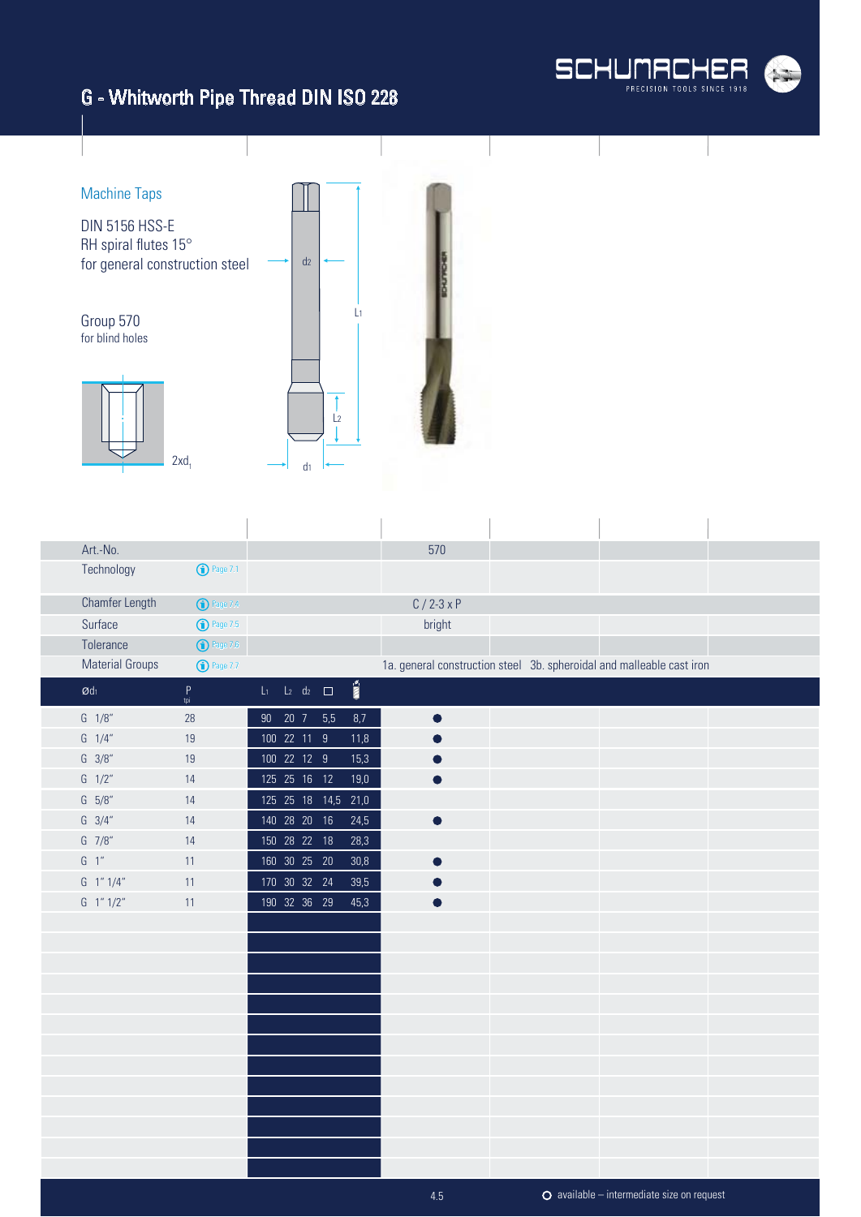# G - Whitworth Pipe Thread DIN ISO 228

## Machine Taps

DIN 5156 HSS-E
RH spiral flutes 15°
for general construction steel

Group 570
for blind holes

2xd1

| Art.-No. | | | 570 |
|---|---|---|---|
| Technology | Page 7.1 | | |
| Chamfer Length | Page 7.4 | | C / 2-3 x P |
| Surface | Page 7.5 | | bright |
| Tolerance | Page 7.6 | | |
| Material Groups | Page 7.7 | | 1a. general construction steel 3b. spheroidal and malleable cast iron |

| Ød1 | P tpi | L1 | L2 | d2 | □ | (drill) | 570 |
|---|---|---|---|---|---|---|---|
| G 1/8" | 28 | 90 | 20 | 7 | 5,5 | 8,7 | ● |
| G 1/4" | 19 | 100 | 22 | 11 | 9 | 11,8 | ● |
| G 3/8" | 19 | 100 | 22 | 12 | 9 | 15,3 | ● |
| G 1/2" | 14 | 125 | 25 | 16 | 12 | 19,0 | ● |
| G 5/8" | 14 | 125 | 25 | 18 | 14,5 | 21,0 | |
| G 3/4" | 14 | 140 | 28 | 20 | 16 | 24,5 | ● |
| G 7/8" | 14 | 150 | 28 | 22 | 18 | 28,3 | |
| G 1" | 11 | 160 | 30 | 25 | 20 | 30,8 | ● |
| G 1" 1/4" | 11 | 170 | 30 | 32 | 24 | 39,5 | ● |
| G 1" 1/2" | 11 | 190 | 32 | 36 | 29 | 45,3 | ● |

○ available – intermediate size on request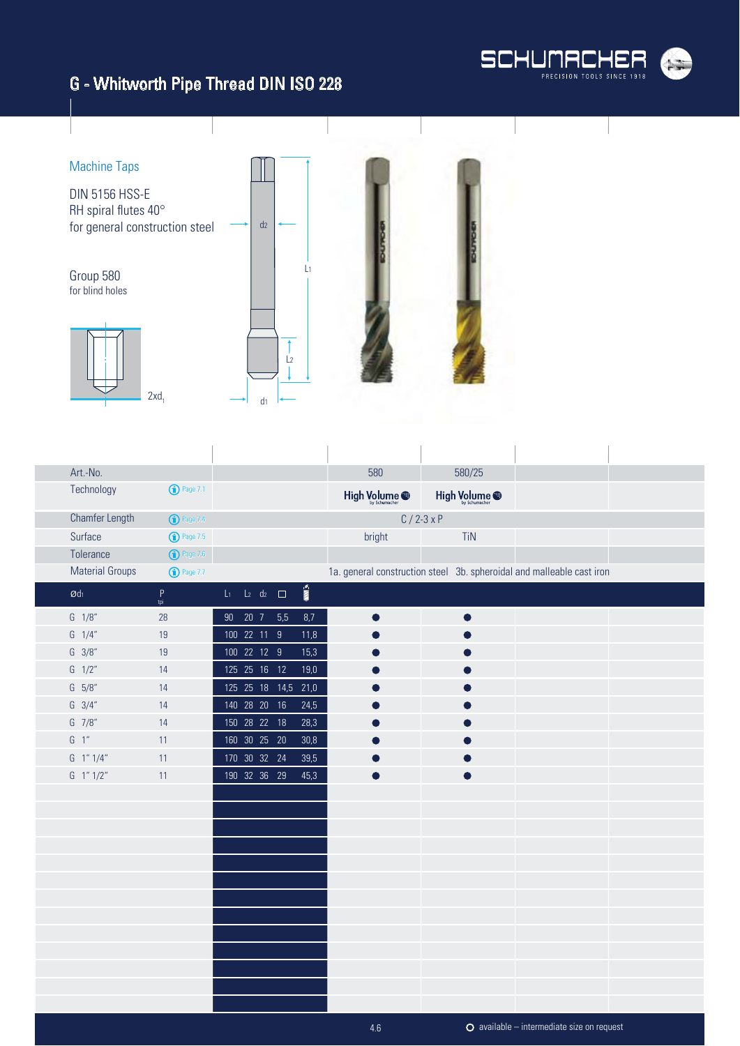# G - Whitworth Pipe Thread DIN ISO 228

## Machine Taps

DIN 5156 HSS-E
RH spiral flutes 40°
for general construction steel

Group 580
for blind holes

2xd1

| Art.-No. | | | 580 | 580/25 |
|---|---|---|---|---|
| Technology | Page 7.1 | | High Volume by Schumacher | High Volume by Schumacher |
| Chamfer Length | Page 7.4 | | C / 2-3 x P | |
| Surface | Page 7.5 | | bright | TiN |
| Tolerance | Page 7.6 | | | |
| Material Groups | Page 7.7 | | 1a. general construction steel | 3b. spheroidal and malleable cast iron |

| Ød1 | P tpi | L1 | L2 | d2 | □ | drill | 580 | 580/25 |
|---|---|---|---|---|---|---|---|---|
| G 1/8" | 28 | 90 | 20 | 7 | 5,5 | 8,7 | ● | ● |
| G 1/4" | 19 | 100 | 22 | 11 | 9 | 11,8 | ● | ● |
| G 3/8" | 19 | 100 | 22 | 12 | 9 | 15,3 | ● | ● |
| G 1/2" | 14 | 125 | 25 | 16 | 12 | 19,0 | ● | ● |
| G 5/8" | 14 | 125 | 25 | 18 | 14,5 | 21,0 | ● | ● |
| G 3/4" | 14 | 140 | 28 | 20 | 16 | 24,5 | ● | ● |
| G 7/8" | 14 | 150 | 28 | 22 | 18 | 28,3 | ● | ● |
| G 1" | 11 | 160 | 30 | 25 | 20 | 30,8 | ● | ● |
| G 1" 1/4" | 11 | 170 | 30 | 32 | 24 | 39,5 | ● | ● |
| G 1" 1/2" | 11 | 190 | 32 | 36 | 29 | 45,3 | ● | ● |

● available – ○ intermediate size on request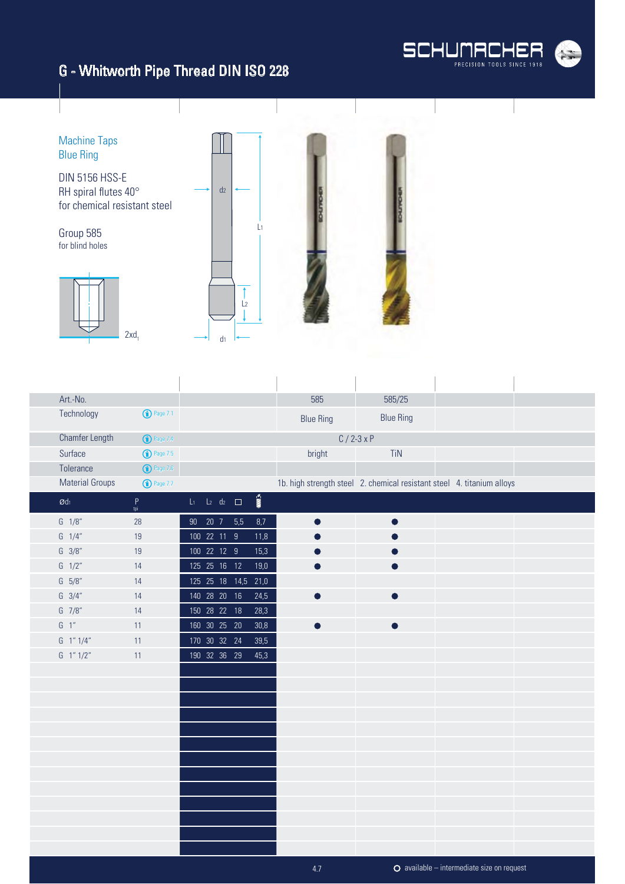# G - Whitworth Pipe Thread DIN ISO 228

## Machine Taps
## Blue Ring

DIN 5156 HSS-E
RH spiral flutes 40°
for chemical resistant steel

Group 585
for blind holes

2xd1

| Art.-No. | | | 585 | 585/25 |
|---|---|---|---|---|
| Technology | Page 7.1 | | Blue Ring | Blue Ring |
| Chamfer Length | Page 7.4 | | C / 2-3 x P | |
| Surface | Page 7.5 | | bright | TiN |
| Tolerance | Page 7.6 | | | |
| Material Groups | Page 7.7 | | 1b. high strength steel 2. chemical resistant steel 4. titanium alloys | |

| Ød1 | P tpi | L1 | L2 | d2 | □ | Drill | 585 | 585/25 |
|---|---|---|---|---|---|---|---|---|
| G 1/8" | 28 | 90 | 20 | 7 | 5,5 | 8,7 | ● | ● |
| G 1/4" | 19 | 100 | 22 | 11 | 9 | 11,8 | ● | ● |
| G 3/8" | 19 | 100 | 22 | 12 | 9 | 15,3 | ● | ● |
| G 1/2" | 14 | 125 | 25 | 16 | 12 | 19,0 | ● | ● |
| G 5/8" | 14 | 125 | 25 | 18 | 14,5 | 21,0 | | |
| G 3/4" | 14 | 140 | 28 | 20 | 16 | 24,5 | ● | ● |
| G 7/8" | 14 | 150 | 28 | 22 | 18 | 28,3 | | |
| G 1" | 11 | 160 | 30 | 25 | 20 | 30,8 | ● | ● |
| G 1" 1/4" | 11 | 170 | 30 | 32 | 24 | 39,5 | | |
| G 1" 1/2" | 11 | 190 | 32 | 36 | 29 | 45,3 | | |

○ available – intermediate size on request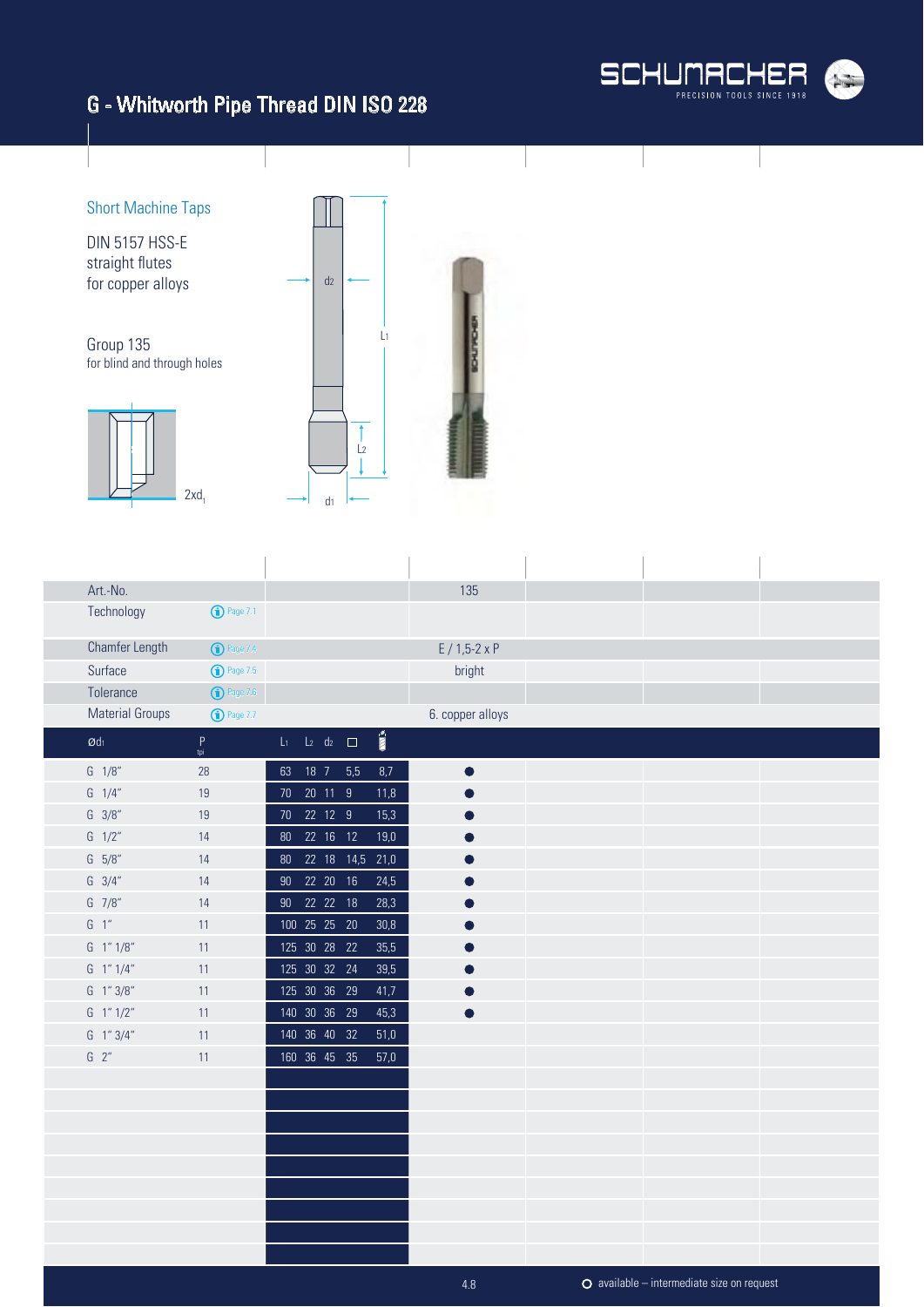# G - Whitworth Pipe Thread DIN ISO 228

## Short Machine Taps

DIN 5157 HSS-E
straight flutes
for copper alloys

Group 135
for blind and through holes

2xd1

| Art.-No. | | | 135 |
|---|---|---|---|
| Technology | Page 7.1 | | |
| Chamfer Length | Page 7.4 | | E / 1,5-2 x P |
| Surface | Page 7.5 | | bright |
| Tolerance | Page 7.6 | | |
| Material Groups | Page 7.7 | | 6. copper alloys |

| Ød1 | P tpi | L1 | L2 | d2 | □ | | 135 |
|---|---|---|---|---|---|---|---|
| G 1/8" | 28 | 63 | 18 | 7 | 5,5 | 8,7 | ● |
| G 1/4" | 19 | 70 | 20 | 11 | 9 | 11,8 | ● |
| G 3/8" | 19 | 70 | 22 | 12 | 9 | 15,3 | ● |
| G 1/2" | 14 | 80 | 22 | 16 | 12 | 19,0 | ● |
| G 5/8" | 14 | 80 | 22 | 18 | 14,5 | 21,0 | ● |
| G 3/4" | 14 | 90 | 22 | 20 | 16 | 24,5 | ● |
| G 7/8" | 14 | 90 | 22 | 22 | 18 | 28,3 | ● |
| G 1" | 11 | 100 | 25 | 25 | 20 | 30,8 | ● |
| G 1" 1/8" | 11 | 125 | 30 | 28 | 22 | 35,5 | ● |
| G 1" 1/4" | 11 | 125 | 30 | 32 | 24 | 39,5 | ● |
| G 1" 3/8" | 11 | 125 | 30 | 36 | 29 | 41,7 | ● |
| G 1" 1/2" | 11 | 140 | 30 | 36 | 29 | 45,3 | ● |
| G 1" 3/4" | 11 | 140 | 36 | 40 | 32 | 51,0 | |
| G 2" | 11 | 160 | 36 | 45 | 35 | 57,0 | |

○ available – intermediate size on request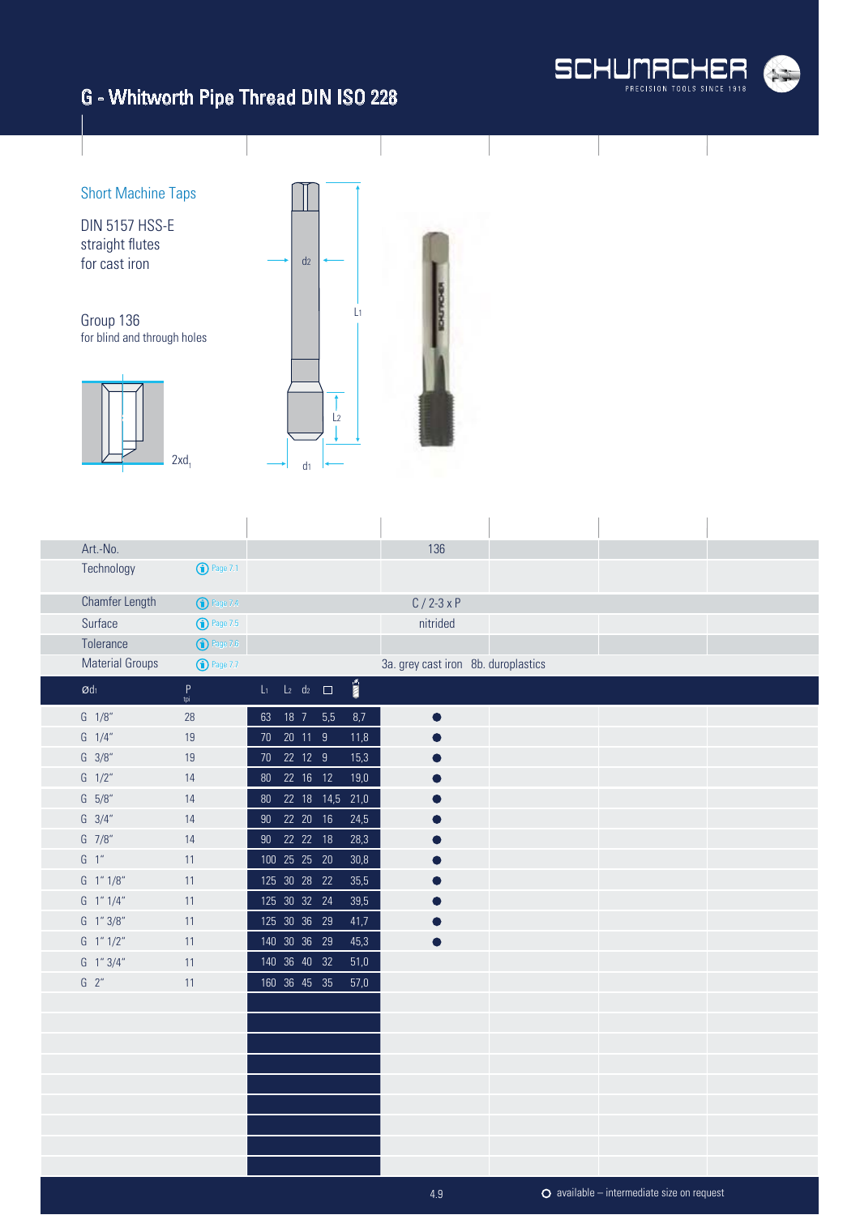# G - Whitworth Pipe Thread DIN ISO 228

## Short Machine Taps

DIN 5157 HSS-E
straight flutes
for cast iron

Group 136
for blind and through holes

2xd1

d2

L1

L2

d1

| | | |
|---|---|---|
| Art.-No. | | 136 |
| Technology | Page 7.1 | |
| Chamfer Length | Page 7.4 | C / 2-3 x P |
| Surface | Page 7.5 | nitrided |
| Tolerance | Page 7.6 | |
| Material Groups | Page 7.7 | 3a. grey cast iron 8b. duroplastics |

| Ød1 | P tpi | L1 | L2 | d2 | □ | Drill | 136 |
|---|---|---|---|---|---|---|---|
| G 1/8" | 28 | 63 | 18 | 7 | 5,5 | 8,7 | ● |
| G 1/4" | 19 | 70 | 20 | 11 | 9 | 11,8 | ● |
| G 3/8" | 19 | 70 | 22 | 12 | 9 | 15,3 | ● |
| G 1/2" | 14 | 80 | 22 | 16 | 12 | 19,0 | ● |
| G 5/8" | 14 | 80 | 22 | 18 | 14,5 | 21,0 | ● |
| G 3/4" | 14 | 90 | 22 | 20 | 16 | 24,5 | ● |
| G 7/8" | 14 | 90 | 22 | 22 | 18 | 28,3 | ● |
| G 1" | 11 | 100 | 25 | 25 | 20 | 30,8 | ● |
| G 1" 1/8" | 11 | 125 | 30 | 28 | 22 | 35,5 | ● |
| G 1" 1/4" | 11 | 125 | 30 | 32 | 24 | 39,5 | ● |
| G 1" 3/8" | 11 | 125 | 30 | 36 | 29 | 41,7 | ● |
| G 1" 1/2" | 11 | 140 | 30 | 36 | 29 | 45,3 | ● |
| G 1" 3/4" | 11 | 140 | 36 | 40 | 32 | 51,0 | |
| G 2" | 11 | 160 | 36 | 45 | 35 | 57,0 | |

○ available – intermediate size on request